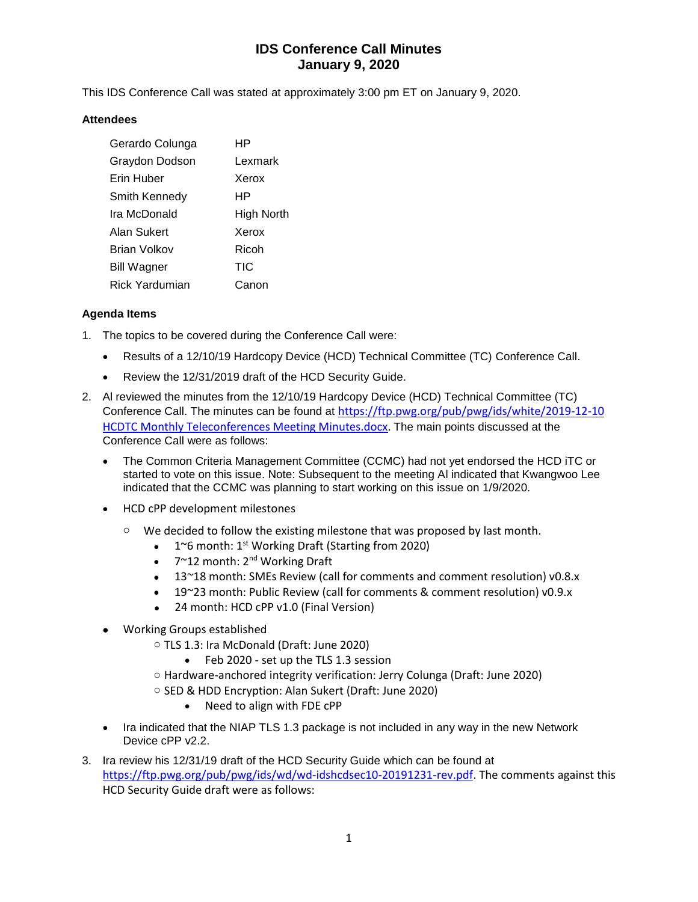# IDS Conference Call Minutes
# January 9, 2020

This IDS Conference Call was stated at approximately 3:00 pm ET on January 9, 2020.

### Attendees

| | |
|---|---|
| Gerardo Colunga | HP |
| Graydon Dodson | Lexmark |
| Erin Huber | Xerox |
| Smith Kennedy | HP |
| Ira McDonald | High North |
| Alan Sukert | Xerox |
| Brian Volkov | Ricoh |
| Bill Wagner | TIC |
| Rick Yardumian | Canon |

### Agenda Items

1. The topics to be covered during the Conference Call were:
   - Results of a 12/10/19 Hardcopy Device (HCD) Technical Committee (TC) Conference Call.
   - Review the 12/31/2019 draft of the HCD Security Guide.
2. Al reviewed the minutes from the 12/10/19 Hardcopy Device (HCD) Technical Committee (TC) Conference Call. The minutes can be found at https://ftp.pwg.org/pub/pwg/ids/white/2019-12-10 HCDTC Monthly Teleconferences Meeting Minutes.docx. The main points discussed at the Conference Call were as follows:
   - The Common Criteria Management Committee (CCMC) had not yet endorsed the HCD iTC or started to vote on this issue. Note: Subsequent to the meeting Al indicated that Kwangwoo Lee indicated that the CCMC was planning to start working on this issue on 1/9/2020.
   - HCD cPP development milestones
     - We decided to follow the existing milestone that was proposed by last month.
       - 1~6 month: 1st Working Draft (Starting from 2020)
       - 7~12 month: 2nd Working Draft
       - 13~18 month: SMEs Review (call for comments and comment resolution) v0.8.x
       - 19~23 month: Public Review (call for comments & comment resolution) v0.9.x
       - 24 month: HCD cPP v1.0 (Final Version)
   - Working Groups established
     - TLS 1.3: Ira McDonald (Draft: June 2020)
       - Feb 2020 - set up the TLS 1.3 session
     - Hardware-anchored integrity verification: Jerry Colunga (Draft: June 2020)
     - SED & HDD Encryption: Alan Sukert (Draft: June 2020)
       - Need to align with FDE cPP
   - Ira indicated that the NIAP TLS 1.3 package is not included in any way in the new Network Device cPP v2.2.
3. Ira review his 12/31/19 draft of the HCD Security Guide which can be found at https://ftp.pwg.org/pub/pwg/ids/wd/wd-idshcdsec10-20191231-rev.pdf. The comments against this HCD Security Guide draft were as follows: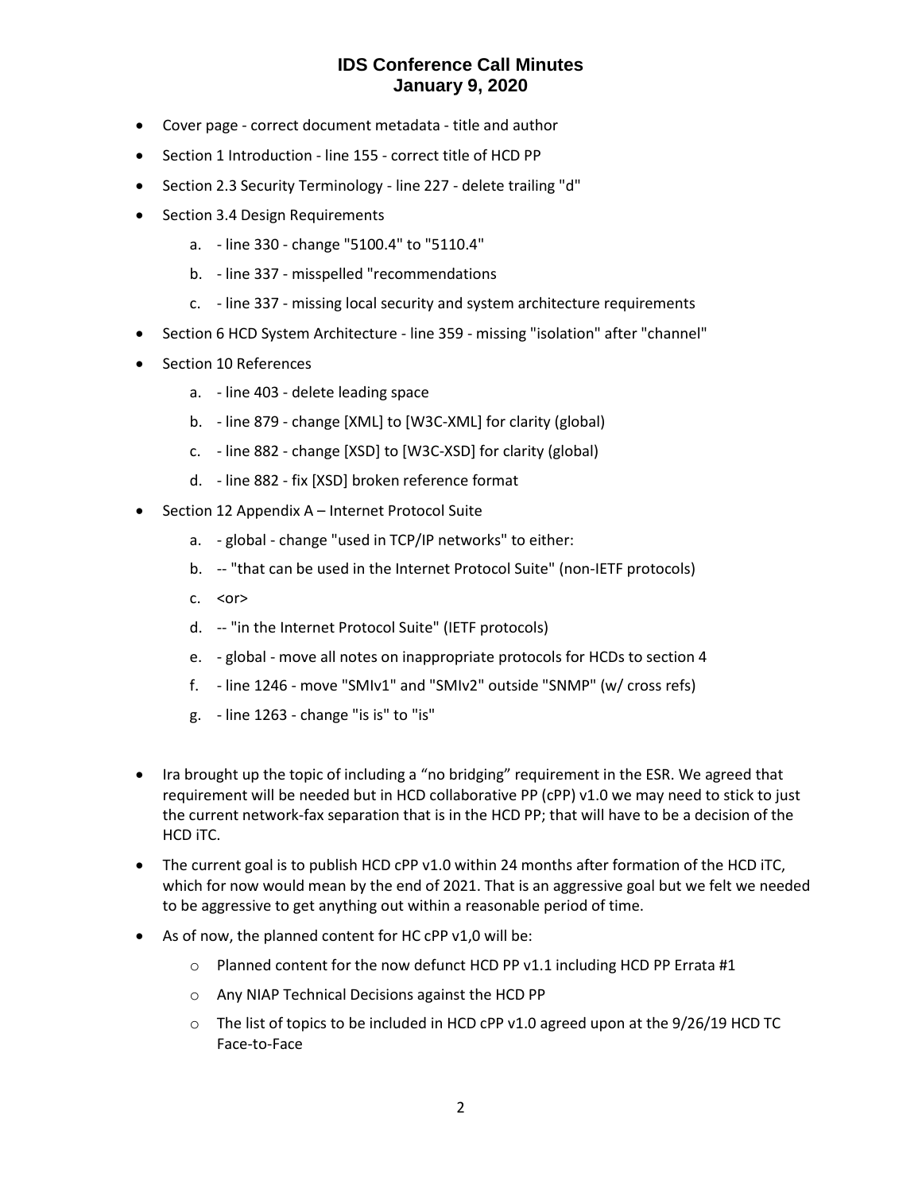- Cover page - correct document metadata - title and author
- Section 1 Introduction - line 155 - correct title of HCD PP
- Section 2.3 Security Terminology - line 227 - delete trailing "d"
- Section 3.4 Design Requirements
    a. - line 330 - change "5100.4" to "5110.4"
    b. - line 337 - misspelled "recommendations
    c. - line 337 - missing local security and system architecture requirements
- Section 6 HCD System Architecture - line 359 - missing "isolation" after "channel"
- Section 10 References
    a. - line 403 - delete leading space
    b. - line 879 - change [XML] to [W3C-XML] for clarity (global)
    c. - line 882 - change [XSD] to [W3C-XSD] for clarity (global)
    d. - line 882 - fix [XSD] broken reference format
- Section 12 Appendix A – Internet Protocol Suite
    a. - global - change "used in TCP/IP networks" to either:
    b. -- "that can be used in the Internet Protocol Suite" (non-IETF protocols)
    c. <or>
    d. -- "in the Internet Protocol Suite" (IETF protocols)
    e. - global - move all notes on inappropriate protocols for HCDs to section 4
    f. - line 1246 - move "SMIv1" and "SMIv2" outside "SNMP" (w/ cross refs)
    g. - line 1263 - change "is is" to "is"

- Ira brought up the topic of including a "no bridging" requirement in the ESR. We agreed that requirement will be needed but in HCD collaborative PP (cPP) v1.0 we may need to stick to just the current network-fax separation that is in the HCD PP; that will have to be a decision of the HCD iTC.
- The current goal is to publish HCD cPP v1.0 within 24 months after formation of the HCD iTC, which for now would mean by the end of 2021. That is an aggressive goal but we felt we needed to be aggressive to get anything out within a reasonable period of time.
- As of now, the planned content for HC cPP v1,0 will be:
    - Planned content for the now defunct HCD PP v1.1 including HCD PP Errata #1
    - Any NIAP Technical Decisions against the HCD PP
    - The list of topics to be included in HCD cPP v1.0 agreed upon at the 9/26/19 HCD TC Face-to-Face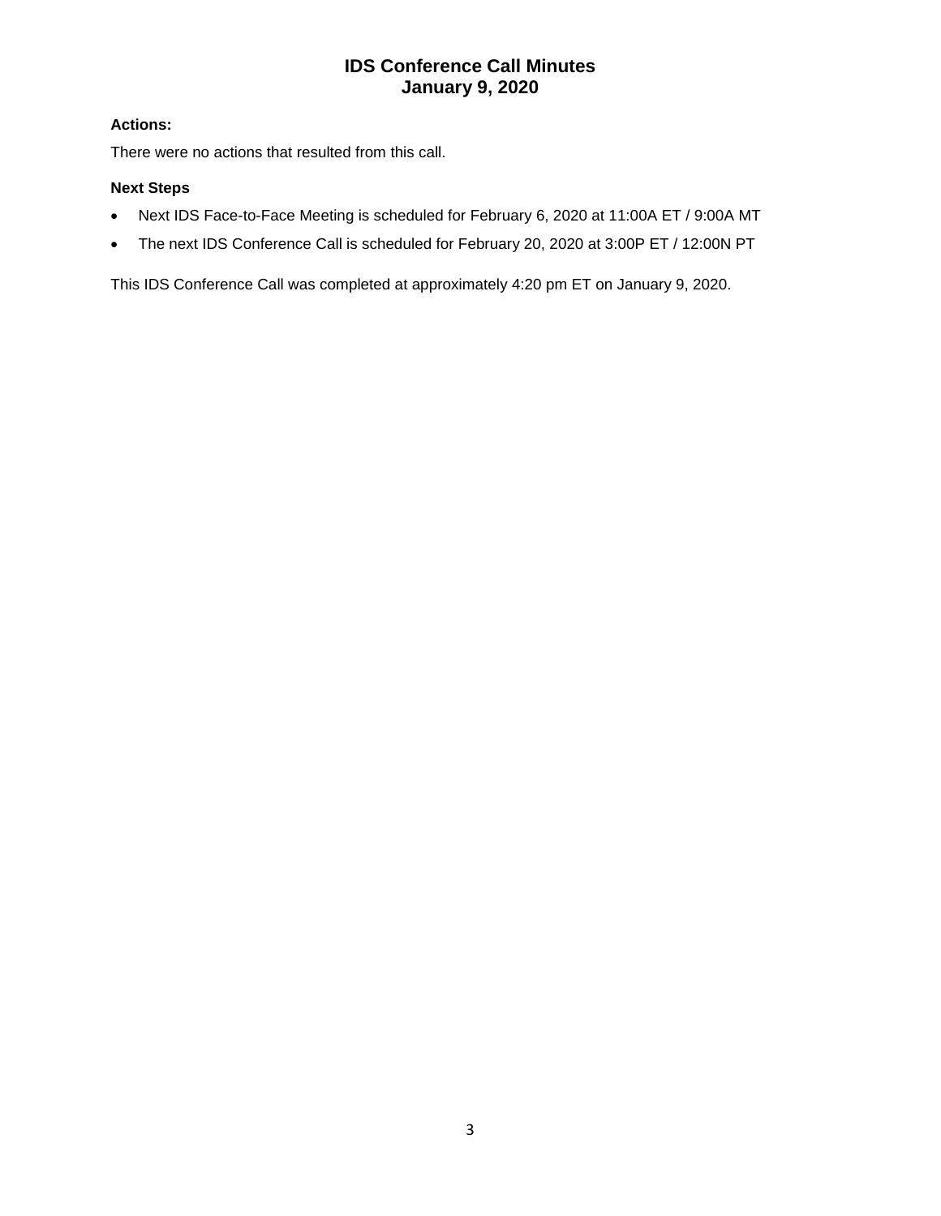**Actions:**

There were no actions that resulted from this call.

**Next Steps**

- Next IDS Face-to-Face Meeting is scheduled for February 6, 2020 at 11:00A ET / 9:00A MT
- The next IDS Conference Call is scheduled for February 20, 2020 at 3:00P ET / 12:00N PT

This IDS Conference Call was completed at approximately 4:20 pm ET on January 9, 2020.